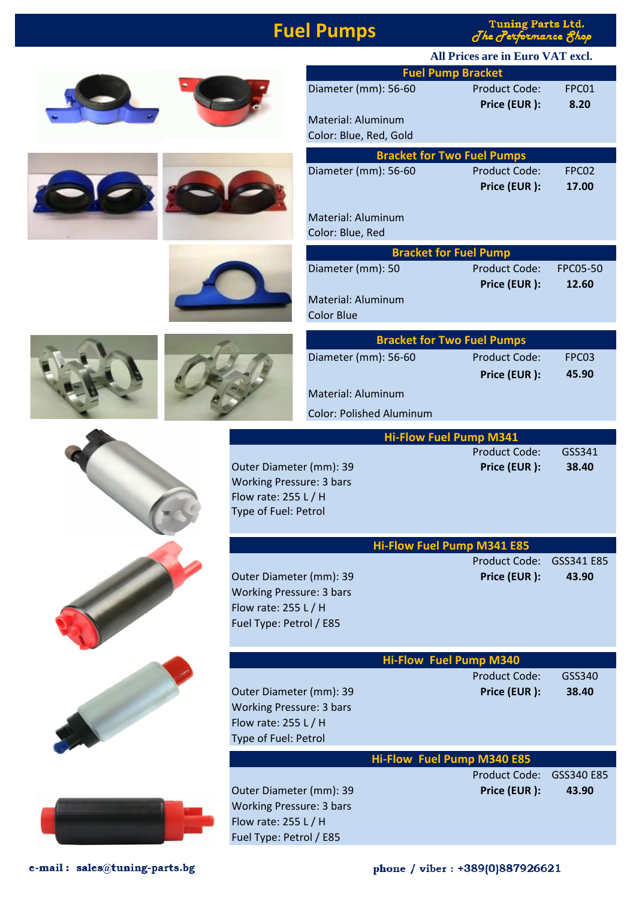# Fuel Pumps

**Tuning Parts Ltd.**
*The Performance Shop*

**All Prices are in Euro VAT excl.**

## Fuel Pump Bracket

Diameter (mm): 56-60
Material: Aluminum
Color: Blue, Red, Gold

Product Code: FPC01
**Price (EUR ): 8.20**

## Bracket for Two Fuel Pumps

Diameter (mm): 56-60
Material: Aluminum
Color: Blue, Red

Product Code: FPC02
**Price (EUR ): 17.00**

## Bracket for Fuel Pump

Diameter (mm): 50
Material: Aluminum
Color Blue

Product Code: FPC05-50
**Price (EUR ): 12.60**

## Bracket for Two Fuel Pumps

Diameter (mm): 56-60
Material: Aluminum
Color: Polished Aluminum

Product Code: FPC03
**Price (EUR ): 45.90**

## Hi-Flow Fuel Pump M341

Outer Diameter (mm): 39
Working Pressure: 3 bars
Flow rate: 255 L / H
Type of Fuel: Petrol

Product Code: GSS341
**Price (EUR ): 38.40**

## Hi-Flow Fuel Pump M341 E85

Outer Diameter (mm): 39
Working Pressure: 3 bars
Flow rate: 255 L / H
Fuel Type: Petrol / E85

Product Code: GSS341 E85
**Price (EUR ): 43.90**

## Hi-Flow Fuel Pump M340

Outer Diameter (mm): 39
Working Pressure: 3 bars
Flow rate: 255 L / H
Type of Fuel: Petrol

Product Code: GSS340
**Price (EUR ): 38.40**

## Hi-Flow Fuel Pump M340 E85

Outer Diameter (mm): 39
Working Pressure: 3 bars
Flow rate: 255 L / H
Fuel Type: Petrol / E85

Product Code: GSS340 E85
**Price (EUR ): 43.90**

**e-mail : sales@tuning-parts.bg**

**phone / viber : +389(0)887926621**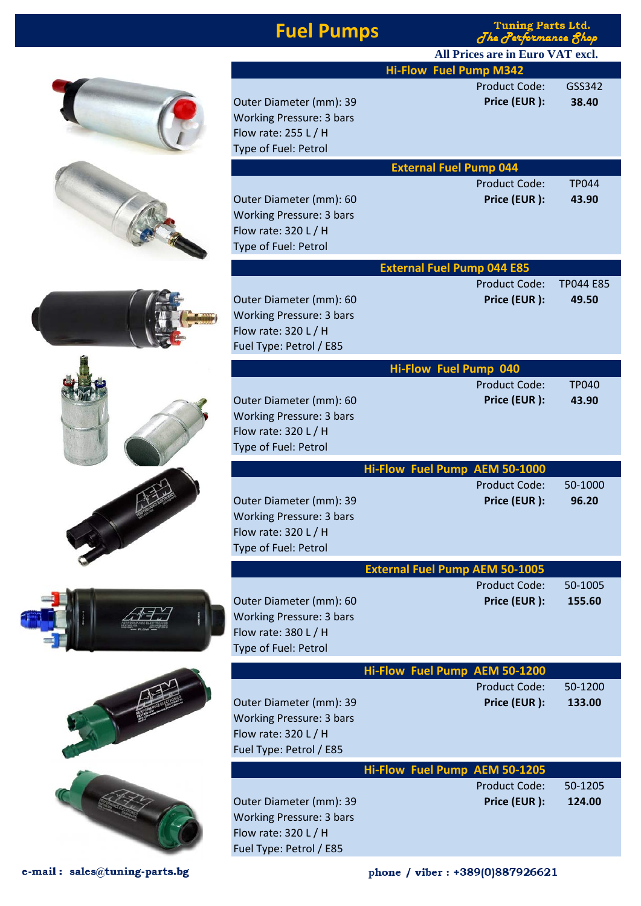# Fuel Pumps

Tuning Parts Ltd.
*The Performance Shop*

**All Prices are in Euro VAT excl.**

## Hi-Flow Fuel Pump M342

Product Code: GSS342

**Price (EUR ): 38.40**

Outer Diameter (mm): 39
Working Pressure: 3 bars
Flow rate: 255 L / H
Type of Fuel: Petrol

## External Fuel Pump 044

Product Code: TP044

**Price (EUR ): 43.90**

Outer Diameter (mm): 60
Working Pressure: 3 bars
Flow rate: 320 L / H
Type of Fuel: Petrol

## External Fuel Pump 044 E85

Product Code: TP044 E85

**Price (EUR ): 49.50**

Outer Diameter (mm): 60
Working Pressure: 3 bars
Flow rate: 320 L / H
Fuel Type: Petrol / E85

## Hi-Flow Fuel Pump 040

Product Code: TP040

**Price (EUR ): 43.90**

Outer Diameter (mm): 60
Working Pressure: 3 bars
Flow rate: 320 L / H
Type of Fuel: Petrol

## Hi-Flow Fuel Pump AEM 50-1000

Product Code: 50-1000

**Price (EUR ): 96.20**

Outer Diameter (mm): 39
Working Pressure: 3 bars
Flow rate: 320 L / H
Type of Fuel: Petrol

## External Fuel Pump AEM 50-1005

Product Code: 50-1005

**Price (EUR ): 155.60**

Outer Diameter (mm): 60
Working Pressure: 3 bars
Flow rate: 380 L / H
Type of Fuel: Petrol

## Hi-Flow Fuel Pump AEM 50-1200

Product Code: 50-1200

**Price (EUR ): 133.00**

Outer Diameter (mm): 39
Working Pressure: 3 bars
Flow rate: 320 L / H
Fuel Type: Petrol / E85

## Hi-Flow Fuel Pump AEM 50-1205

Product Code: 50-1205

**Price (EUR ): 124.00**

Outer Diameter (mm): 39
Working Pressure: 3 bars
Flow rate: 320 L / H
Fuel Type: Petrol / E85

**e-mail : sales@tuning-parts.bg**

**phone / viber : +389(0)887926621**